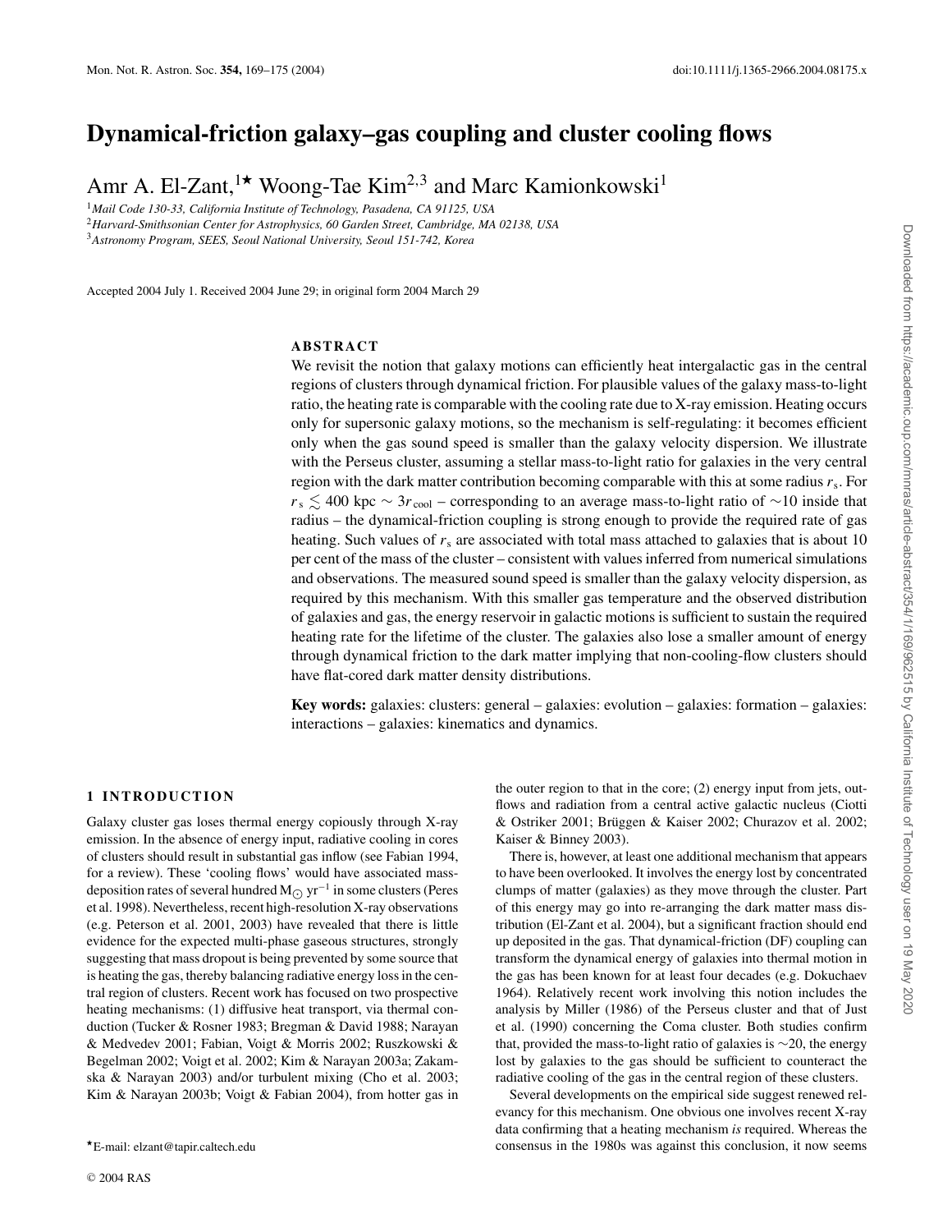# Dynamical-friction galaxy–gas coupling and cluster cooling flows

Amr A. El-Zant,[1]⋆ Woong-Tae Kim[2,3] and Marc Kamionkowski[1]

[1] *Mail Code 130-33, California Institute of Technology, Pasadena, CA 91125, USA*
[2] *Harvard-Smithsonian Center for Astrophysics, 60 Garden Street, Cambridge, MA 02138, USA*
[3] *Astronomy Program, SEES, Seoul National University, Seoul 151-742, Korea*

Accepted 2004 July 1. Received 2004 June 29; in original form 2004 March 29

## ABSTRACT

We revisit the notion that galaxy motions can efficiently heat intergalactic gas in the central regions of clusters through dynamical friction. For plausible values of the galaxy mass-to-light ratio, the heating rate is comparable with the cooling rate due to X-ray emission. Heating occurs only for supersonic galaxy motions, so the mechanism is self-regulating: it becomes efficient only when the gas sound speed is smaller than the galaxy velocity dispersion. We illustrate with the Perseus cluster, assuming a stellar mass-to-light ratio for galaxies in the very central region with the dark matter contribution becoming comparable with this at some radius $r_s$. For $r_s \lesssim 400$ kpc $\sim 3r_{\rm cool}$ – corresponding to an average mass-to-light ratio of $\sim$10 inside that radius – the dynamical-friction coupling is strong enough to provide the required rate of gas heating. Such values of $r_s$ are associated with total mass attached to galaxies that is about 10 per cent of the mass of the cluster – consistent with values inferred from numerical simulations and observations. The measured sound speed is smaller than the galaxy velocity dispersion, as required by this mechanism. With this smaller gas temperature and the observed distribution of galaxies and gas, the energy reservoir in galactic motions is sufficient to sustain the required heating rate for the lifetime of the cluster. The galaxies also lose a smaller amount of energy through dynamical friction to the dark matter implying that non-cooling-flow clusters should have flat-cored dark matter density distributions.

**Key words:** galaxies: clusters: general – galaxies: evolution – galaxies: formation – galaxies: interactions – galaxies: kinematics and dynamics.

## 1 INTRODUCTION

Galaxy cluster gas loses thermal energy copiously through X-ray emission. In the absence of energy input, radiative cooling in cores of clusters should result in substantial gas inflow (see Fabian 1994, for a review). These 'cooling flows' would have associated mass-deposition rates of several hundred $M_\odot$ yr$^{-1}$ in some clusters (Peres et al. 1998). Nevertheless, recent high-resolution X-ray observations (e.g. Peterson et al. 2001, 2003) have revealed that there is little evidence for the expected multi-phase gaseous structures, strongly suggesting that mass dropout is being prevented by some source that is heating the gas, thereby balancing radiative energy loss in the central region of clusters. Recent work has focused on two prospective heating mechanisms: (1) diffusive heat transport, via thermal conduction (Tucker & Rosner 1983; Bregman & David 1988; Narayan & Medvedev 2001; Fabian, Voigt & Morris 2002; Ruszkowski & Begelman 2002; Voigt et al. 2002; Kim & Narayan 2003a; Zakamska & Narayan 2003) and/or turbulent mixing (Cho et al. 2003; Kim & Narayan 2003b; Voigt & Fabian 2004), from hotter gas in the outer region to that in the core; (2) energy input from jets, outflows and radiation from a central active galactic nucleus (Ciotti & Ostriker 2001; Brüggen & Kaiser 2002; Churazov et al. 2002; Kaiser & Binney 2003).

There is, however, at least one additional mechanism that appears to have been overlooked. It involves the energy lost by concentrated clumps of matter (galaxies) as they move through the cluster. Part of this energy may go into re-arranging the dark matter mass distribution (El-Zant et al. 2004), but a significant fraction should end up deposited in the gas. That dynamical-friction (DF) coupling can transform the dynamical energy of galaxies into thermal motion in the gas has been known for at least four decades (e.g. Dokuchaev 1964). Relatively recent work involving this notion includes the analysis by Miller (1986) of the Perseus cluster and that of Just et al. (1990) concerning the Coma cluster. Both studies confirm that, provided the mass-to-light ratio of galaxies is $\sim$20, the energy lost by galaxies to the gas should be sufficient to counteract the radiative cooling of the gas in the central region of these clusters.

Several developments on the empirical side suggest renewed relevancy for this mechanism. One obvious one involves recent X-ray data confirming that a heating mechanism *is* required. Whereas the consensus in the 1980s was against this conclusion, it now seems

⋆E-mail: elzant@tapir.caltech.edu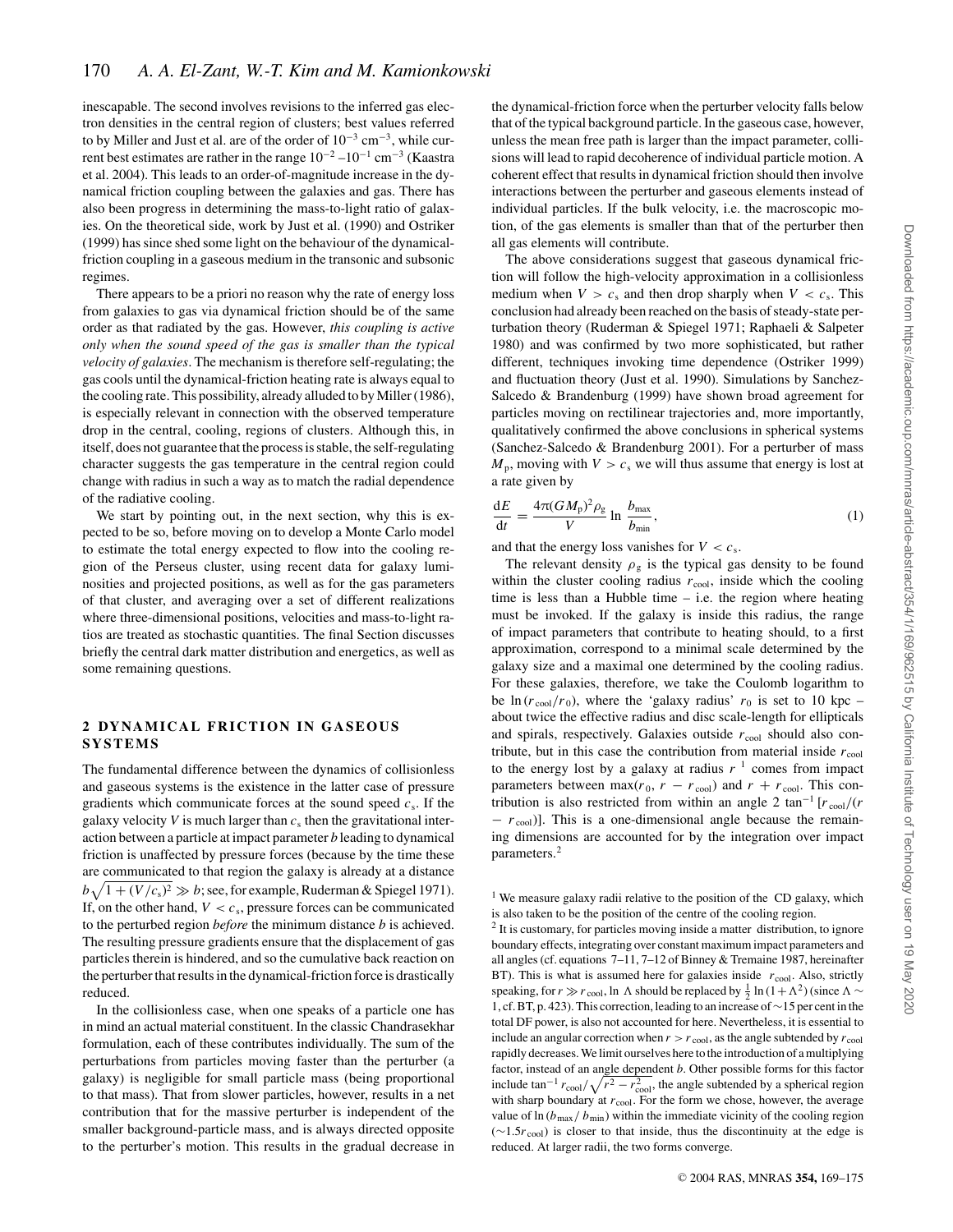inescapable. The second involves revisions to the inferred gas electron densities in the central region of clusters; best values referred to by Miller and Just et al. are of the order of $10^{-3}$ cm$^{-3}$, while current best estimates are rather in the range $10^{-2}$–$10^{-1}$ cm$^{-3}$ (Kaastra et al. 2004). This leads to an order-of-magnitude increase in the dynamical friction coupling between the galaxies and gas. There has also been progress in determining the mass-to-light ratio of galaxies. On the theoretical side, work by Just et al. (1990) and Ostriker (1999) has since shed some light on the behaviour of the dynamical-friction coupling in a gaseous medium in the transonic and subsonic regimes.

There appears to be a priori no reason why the rate of energy loss from galaxies to gas via dynamical friction should be of the same order as that radiated by the gas. However, *this coupling is active only when the sound speed of the gas is smaller than the typical velocity of galaxies*. The mechanism is therefore self-regulating; the gas cools until the dynamical-friction heating rate is always equal to the cooling rate. This possibility, already alluded to by Miller (1986), is especially relevant in connection with the observed temperature drop in the central, cooling, regions of clusters. Although this, in itself, does not guarantee that the process is stable, the self-regulating character suggests the gas temperature in the central region could change with radius in such a way as to match the radial dependence of the radiative cooling.

We start by pointing out, in the next section, why this is expected to be so, before moving on to develop a Monte Carlo model to estimate the total energy expected to flow into the cooling region of the Perseus cluster, using recent data for galaxy luminosities and projected positions, as well as for the gas parameters of that cluster, and averaging over a set of different realizations where three-dimensional positions, velocities and mass-to-light ratios are treated as stochastic quantities. The final Section discusses briefly the central dark matter distribution and energetics, as well as some remaining questions.

## 2 DYNAMICAL FRICTION IN GASEOUS SYSTEMS

The fundamental difference between the dynamics of collisionless and gaseous systems is the existence in the latter case of pressure gradients which communicate forces at the sound speed $c_s$. If the galaxy velocity $V$ is much larger than $c_s$ then the gravitational interaction between a particle at impact parameter $b$ leading to dynamical friction is unaffected by pressure forces (because by the time these are communicated to that region the galaxy is already at a distance $b\sqrt{1+(V/c_s)^2} \gg b$; see, for example, Ruderman & Spiegel 1971). If, on the other hand, $V < c_s$, pressure forces can be communicated to the perturbed region *before* the minimum distance $b$ is achieved. The resulting pressure gradients ensure that the displacement of gas particles therein is hindered, and so the cumulative back reaction on the perturber that results in the dynamical-friction force is drastically reduced.

In the collisionless case, when one speaks of a particle one has in mind an actual material constituent. In the classic Chandrasekhar formulation, each of these contributes individually. The sum of the perturbations from particles moving faster than the perturber (a galaxy) is negligible for small particle mass (being proportional to that mass). That from slower particles, however, results in a net contribution that for the massive perturber is independent of the smaller background-particle mass, and is always directed opposite to the perturber's motion. This results in the gradual decrease in the dynamical-friction force when the perturber velocity falls below that of the typical background particle. In the gaseous case, however, unless the mean free path is larger than the impact parameter, collisions will lead to rapid decoherence of individual particle motion. A coherent effect that results in dynamical friction should then involve interactions between the perturber and gaseous elements instead of individual particles. If the bulk velocity, i.e. the macroscopic motion, of the gas elements is smaller than that of the perturber then all gas elements will contribute.

The above considerations suggest that gaseous dynamical friction will follow the high-velocity approximation in a collisionless medium when $V > c_s$ and then drop sharply when $V < c_s$. This conclusion had already been reached on the basis of steady-state perturbation theory (Ruderman & Spiegel 1971; Raphaeli & Salpeter 1980) and was confirmed by two more sophisticated, but rather different, techniques invoking time dependence (Ostriker 1999) and fluctuation theory (Just et al. 1990). Simulations by Sanchez-Salcedo & Brandenburg (1999) have shown broad agreement for particles moving on rectilinear trajectories and, more importantly, qualitatively confirmed the above conclusions in spherical systems (Sanchez-Salcedo & Brandenburg 2001). For a perturber of mass $M_p$, moving with $V > c_s$ we will thus assume that energy is lost at a rate given by

$$\frac{\mathrm{d}E}{\mathrm{d}t} = \frac{4\pi(GM_p)^2\rho_g}{V} \ln \frac{b_{max}}{b_{min}}, \tag{1}$$

and that the energy loss vanishes for $V < c_s$.

The relevant density $\rho_g$ is the typical gas density to be found within the cluster cooling radius $r_{cool}$, inside which the cooling time is less than a Hubble time – i.e. the region where heating must be invoked. If the galaxy is inside this radius, the range of impact parameters that contribute to heating should, to a first approximation, correspond to a minimal scale determined by the galaxy size and a maximal one determined by the cooling radius. For these galaxies, therefore, we take the Coulomb logarithm to be $\ln(r_{cool}/r_0)$, where the 'galaxy radius' $r_0$ is set to 10 kpc – about twice the effective radius and disc scale-length for ellipticals and spirals, respectively. Galaxies outside $r_{cool}$ should also contribute, but in this case the contribution from material inside $r_{cool}$ to the energy lost by a galaxy at radius $r$ [1] comes from impact parameters between $\max(r_0, r - r_{cool})$ and $r + r_{cool}$. This contribution is also restricted from within an angle $2\tan^{-1}[r_{cool}/(r - r_{cool})]$. This is a one-dimensional angle because the remaining dimensions are accounted for by the integration over impact parameters.[2]

[1] We measure galaxy radii relative to the position of the CD galaxy, which is also taken to be the position of the centre of the cooling region.

[2] It is customary, for particles moving inside a matter distribution, to ignore boundary effects, integrating over constant maximum impact parameters and all angles (cf. equations 7–11, 7–12 of Binney & Tremaine 1987, hereinafter BT). This is what is assumed here for galaxies inside $r_{cool}$. Also, strictly speaking, for $r \gg r_{cool}$, $\ln\Lambda$ should be replaced by $\frac{1}{2}\ln(1+\Lambda^2)$ (since $\Lambda \sim 1$, cf. BT, p. 423). This correction, leading to an increase of ~15 per cent in the total DF power, is also not accounted for here. Nevertheless, it is essential to include an angular correction when $r > r_{cool}$, as the angle subtended by $r_{cool}$ rapidly decreases. We limit ourselves here to the introduction of a multiplying factor, instead of an angle dependent $b$. Other possible forms for this factor include $\tan^{-1} r_{cool}/\sqrt{r^2 - r_{cool}^2}$, the angle subtended by a spherical region with sharp boundary at $r_{cool}$. For the form we chose, however, the average value of $\ln(b_{max}/b_{min})$ within the immediate vicinity of the cooling region (~$1.5r_{cool}$) is closer to that inside, thus the discontinuity at the edge is reduced. At larger radii, the two forms converge.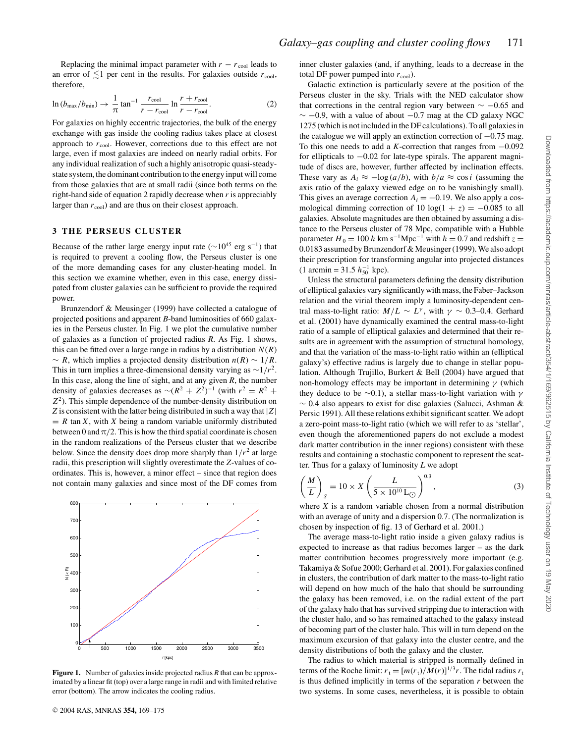Replacing the minimal impact parameter with $r - r_{\rm cool}$ leads to an error of $\lesssim$1 per cent in the results. For galaxies outside $r_{\rm cool}$, therefore,

$$\ln{(b_{\rm max}/b_{\rm min})} \rightarrow \frac{1}{\pi}\tan^{-1}\frac{r_{\rm cool}}{r - r_{\rm cool}}\ln\frac{r + r_{\rm cool}}{r - r_{\rm cool}}. \qquad (2)$$

For galaxies on highly eccentric trajectories, the bulk of the energy exchange with gas inside the cooling radius takes place at closest approach to $r_{\rm cool}$. However, corrections due to this effect are not large, even if most galaxies are indeed on nearly radial orbits. For any individual realization of such a highly anisotropic quasi-steady-state system, the dominant contribution to the energy input will come from those galaxies that are at small radii (since both terms on the right-hand side of equation 2 rapidly decrease when $r$ is appreciably larger than $r_{\rm cool}$) and are thus on their closest approach.

## 3 THE PERSEUS CLUSTER

Because of the rather large energy input rate ($\sim 10^{45}$ erg s$^{-1}$) that is required to prevent a cooling flow, the Perseus cluster is one of the more demanding cases for any cluster-heating model. In this section we examine whether, even in this case, energy dissipated from cluster galaxies can be sufficient to provide the required power.

Brunzendorf & Meusinger (1999) have collected a catalogue of projected positions and apparent $B$-band luminosities of 660 galaxies in the Perseus cluster. In Fig. 1 we plot the cumulative number of galaxies as a function of projected radius $R$. As Fig. 1 shows, this can be fitted over a large range in radius by a distribution $N(R) \sim R$, which implies a projected density distribution $n(R) \sim 1/R$. This in turn implies a three-dimensional density varying as $\sim 1/r^2$. In this case, along the line of sight, and at any given $R$, the number density of galaxies decreases as $\sim (R^2 + Z^2)^{-1}$ (with $r^2 = R^2 + Z^2$). This simple dependence of the number-density distribution on $Z$ is consistent with the latter being distributed in such a way that $|Z| = R\tan X$, with $X$ being a random variable uniformly distributed between 0 and $\pi/2$. This is how the third spatial coordinate is chosen in the random realizations of the Perseus cluster that we describe below. Since the density does drop more sharply than $1/r^2$ at large radii, this prescription will slightly overestimate the $Z$-values of coordinates. This is, however, a minor effect – since that region does not contain many galaxies and since most of the DF comes from inner cluster galaxies (and, if anything, leads to a decrease in the total DF power pumped into $r_{\rm cool}$).

**Figure 1.** Number of galaxies inside projected radius $R$ that can be approximated by a linear fit (top) over a large range in radii and with limited relative error (bottom). The arrow indicates the cooling radius.

Galactic extinction is particularly severe at the position of the Perseus cluster in the sky. Trials with the NED calculator show that corrections in the central region vary between $\sim -0.65$ and $\sim -0.9$, with a value of about $-0.7$ mag at the CD galaxy NGC 1275 (which is not included in the DF calculations). To all galaxies in the catalogue we will apply an extinction correction of $-0.75$ mag. To this one needs to add a $K$-correction that ranges from $-0.092$ for ellipticals to $-0.02$ for late-type spirals. The apparent magnitude of discs are, however, further affected by inclination effects. These vary as $A_i \approx -\log{(a/b)}$, with $b/a \approx \cos i$ (assuming the axis ratio of the galaxy viewed edge on to be vanishingly small). This gives an average correction $A_i = -0.19$. We also apply a cosmological dimming correction of $10\log(1 + z) = -0.085$ to all galaxies. Absolute magnitudes are then obtained by assuming a distance to the Perseus cluster of 78 Mpc, compatible with a Hubble parameter $H_0 = 100\,h$ km s$^{-1}$Mpc$^{-1}$ with $h = 0.7$ and redshift $z = 0.0183$ assumed by Brunzendorf & Meusinger (1999). We also adopt their prescription for transforming angular into projected distances (1 arcmin = 31.5 $h_{50}^{-1}$ kpc).

Unless the structural parameters defining the density distribution of elliptical galaxies vary significantly with mass, the Faber–Jackson relation and the virial theorem imply a luminosity-dependent central mass-to-light ratio: $M/L \sim L^{\gamma}$, with $\gamma \sim$ 0.3–0.4. Gerhard et al. (2001) have dynamically examined the central mass-to-light ratio of a sample of elliptical galaxies and determined that their results are in agreement with the assumption of structural homology, and that the variation of the mass-to-light ratio within an (elliptical galaxy's) effective radius is largely due to change in stellar population. Although Trujillo, Burkert & Bell (2004) have argued that non-homology effects may be important in determining $\gamma$ (which they deduce to be $\sim$0.1), a stellar mass-to-light variation with $\gamma \sim 0.4$ also appears to exist for disc galaxies (Salucci, Ashman & Persic 1991). All these relations exhibit significant scatter. We adopt a zero-point mass-to-light ratio (which we will refer to as 'stellar', even though the aforementioned papers do not exclude a modest dark matter contribution in the inner regions) consistent with these results and containing a stochastic component to represent the scatter. Thus for a galaxy of luminosity $L$ we adopt

$$\left(\frac{M}{L}\right)_S = 10 \times X\left(\frac{L}{5 \times 10^{10}\,{\rm L}_\odot}\right)^{0.3}, \qquad (3)$$

where $X$ is a random variable chosen from a normal distribution with an average of unity and a dispersion 0.7. (The normalization is chosen by inspection of fig. 13 of Gerhard et al. 2001.)

The average mass-to-light ratio inside a given galaxy radius is expected to increase as that radius becomes larger – as the dark matter contribution becomes progressively more important (e.g. Takamiya & Sofue 2000; Gerhard et al. 2001). For galaxies confined in clusters, the contribution of dark matter to the mass-to-light ratio will depend on how much of the halo that should be surrounding the galaxy has been removed, i.e. on the radial extent of the part of the galaxy halo that has survived stripping due to interaction with the cluster halo, and so has remained attached to the galaxy instead of becoming part of the cluster halo. This will in turn depend on the maximum excursion of that galaxy into the cluster centre, and the density distributions of both the galaxy and the cluster.

The radius to which material is stripped is normally defined in terms of the Roche limit: $r_{\rm t} = [m(r_{\rm t})/M(r)]^{1/3} r$. The tidal radius $r_{\rm t}$ is thus defined implicitly in terms of the separation $r$ between the two systems. In some cases, nevertheless, it is possible to obtain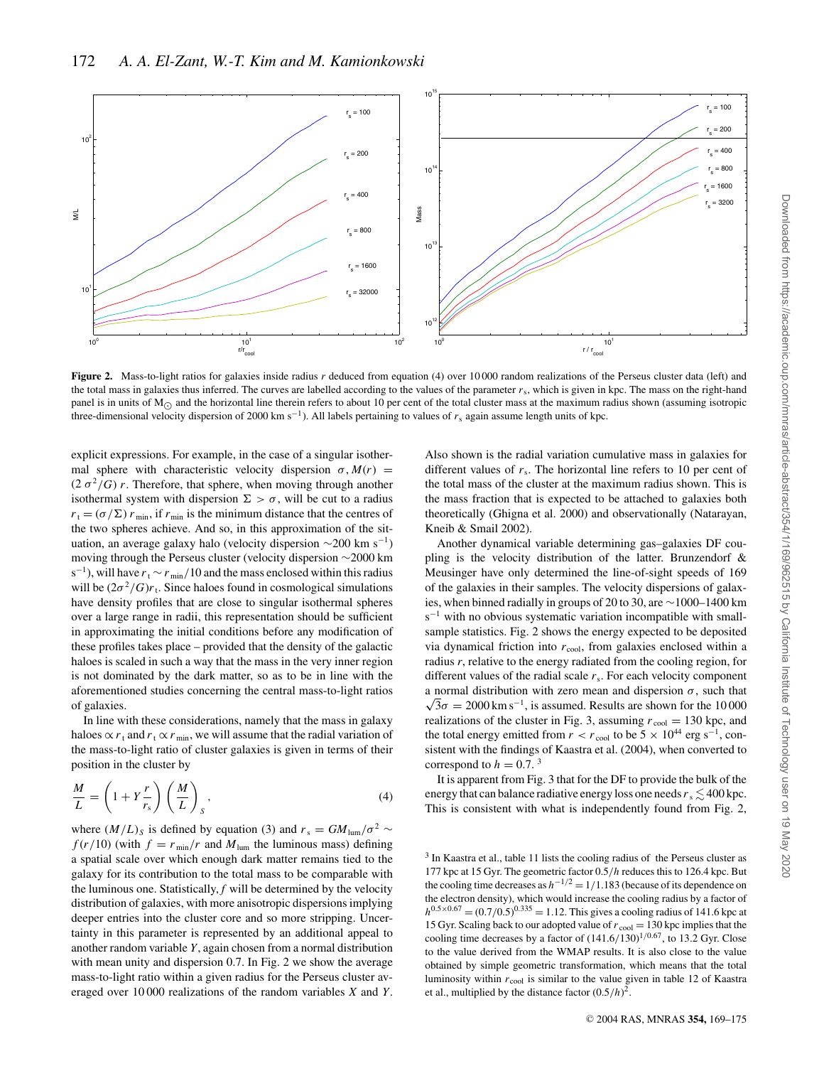**Figure 2.** Mass-to-light ratios for galaxies inside radius $r$ deduced from equation (4) over 10 000 random realizations of the Perseus cluster data (left) and the total mass in galaxies thus inferred. The curves are labelled according to the values of the parameter $r_s$, which is given in kpc. The mass on the right-hand panel is in units of $M_\odot$ and the horizontal line therein refers to about 10 per cent of the total cluster mass at the maximum radius shown (assuming isotropic three-dimensional velocity dispersion of 2000 km $s^{-1}$). All labels pertaining to values of $r_s$ again assume length units of kpc.

explicit expressions. For example, in the case of a singular isothermal sphere with characteristic velocity dispersion $\sigma$, $M(r) = (2\,\sigma^2/G)\,r$. Therefore, that sphere, when moving through another isothermal system with dispersion $\Sigma > \sigma$, will be cut to a radius $r_t = (\sigma/\Sigma)\,r_{\min}$, if $r_{\min}$ is the minimum distance that the centres of the two spheres achieve. And so, in this approximation of the situation, an average galaxy halo (velocity dispersion $\sim$200 km $s^{-1}$) moving through the Perseus cluster (velocity dispersion $\sim$2000 km $s^{-1}$), will have $r_t \sim r_{\min}/10$ and the mass enclosed within this radius will be $(2\sigma^2/G)r_t$. Since haloes found in cosmological simulations have density profiles that are close to singular isothermal spheres over a large range in radii, this representation should be sufficient in approximating the initial conditions before any modification of these profiles takes place – provided that the density of the galactic haloes is scaled in such a way that the mass in the very inner region is not dominated by the dark matter, so as to be in line with the aforementioned studies concerning the central mass-to-light ratios of galaxies.

In line with these considerations, namely that the mass in galaxy haloes $\propto r_t$ and $r_t \propto r_{\min}$, we will assume that the radial variation of the mass-to-light ratio of cluster galaxies is given in terms of their position in the cluster by

$$\frac{M}{L} = \left(1 + Y\frac{r}{r_s}\right)\left(\frac{M}{L}\right)_S, \tag{4}$$

where $(M/L)_S$ is defined by equation (3) and $r_s = GM_{\rm lum}/\sigma^2 \sim f(r/10)$ (with $f = r_{\min}/r$ and $M_{\rm lum}$ the luminous mass) defining a spatial scale over which enough dark matter remains tied to the galaxy for its contribution to the total mass to be comparable with the luminous one. Statistically, $f$ will be determined by the velocity distribution of galaxies, with more anisotropic dispersions implying deeper entries into the cluster core and so more stripping. Uncertainty in this parameter is represented by an additional appeal to another random variable $Y$, again chosen from a normal distribution with mean unity and dispersion 0.7. In Fig. 2 we show the average mass-to-light ratio within a given radius for the Perseus cluster averaged over 10 000 realizations of the random variables $X$ and $Y$. Also shown is the radial variation cumulative mass in galaxies for different values of $r_s$. The horizontal line refers to 10 per cent of the total mass of the cluster at the maximum radius shown. This is the mass fraction that is expected to be attached to galaxies both theoretically (Ghigna et al. 2000) and observationally (Natarayan, Kneib & Smail 2002).

Another dynamical variable determining gas–galaxies DF coupling is the velocity distribution of the latter. Brunzendorf & Meusinger have only determined the line-of-sight speeds of 169 of the galaxies in their samples. The velocity dispersions of galaxies, when binned radially in groups of 20 to 30, are $\sim$1000–1400 km $s^{-1}$ with no obvious systematic variation incompatible with small-sample statistics. Fig. 2 shows the energy expected to be deposited via dynamical friction into $r_{\rm cool}$, from galaxies enclosed within a radius $r$, relative to the energy radiated from the cooling region, for different values of the radial scale $r_s$. For each velocity component a normal distribution with zero mean and dispersion $\sigma$, such that $\sqrt{3}\sigma = 2000\,{\rm km\,s^{-1}}$, is assumed. Results are shown for the 10 000 realizations of the cluster in Fig. 3, assuming $r_{\rm cool} = 130$ kpc, and the total energy emitted from $r < r_{\rm cool}$ to be $5 \times 10^{44}$ erg $s^{-1}$, consistent with the findings of Kaastra et al. (2004), when converted to correspond to $h = 0.7$.[3]

It is apparent from Fig. 3 that for the DF to provide the bulk of the energy that can balance radiative energy loss one needs $r_s \lesssim 400$ kpc. This is consistent with what is independently found from Fig. 2,

[3] In Kaastra et al., table 11 lists the cooling radius of the Perseus cluster as 177 kpc at 15 Gyr. The geometric factor $0.5/h$ reduces this to 126.4 kpc. But the cooling time decreases as $h^{-1/2} = 1/1.183$ (because of its dependence on the electron density), which would increase the cooling radius by a factor of $h^{0.5\times0.67} = (0.7/0.5)^{0.335} = 1.12$. This gives a cooling radius of 141.6 kpc at 15 Gyr. Scaling back to our adopted value of $r_{\rm cool} = 130$ kpc implies that the cooling time decreases by a factor of $(141.6/130)^{1/0.67}$, to 13.2 Gyr. Close to the value derived from the WMAP results. It is also close to the value obtained by simple geometric transformation, which means that the total luminosity within $r_{\rm cool}$ is similar to the value given in table 12 of Kaastra et al., multiplied by the distance factor $(0.5/h)^2$.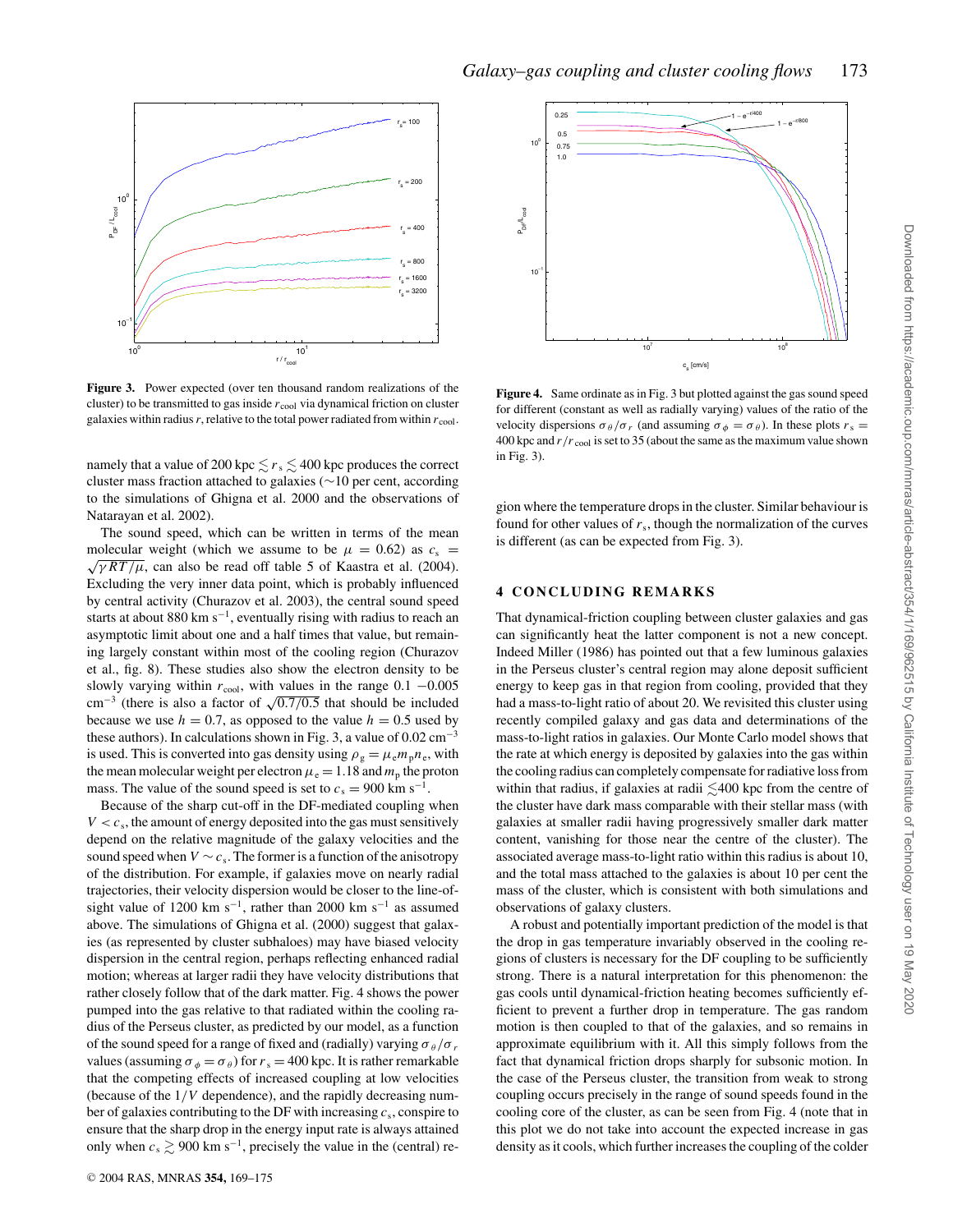**Figure 3.** Power expected (over ten thousand random realizations of the cluster) to be transmitted to gas inside $r_{\rm cool}$ via dynamical friction on cluster galaxies within radius $r$, relative to the total power radiated from within $r_{\rm cool}$.

**Figure 4.** Same ordinate as in Fig. 3 but plotted against the gas sound speed for different (constant as well as radially varying) values of the ratio of the velocity dispersions $\sigma_\theta/\sigma_r$ (and assuming $\sigma_\phi = \sigma_\theta$). In these plots $r_s = 400$ kpc and $r/r_{\rm cool}$ is set to 35 (about the same as the maximum value shown in Fig. 3).

namely that a value of 200 kpc $\lesssim r_s \lesssim$ 400 kpc produces the correct cluster mass fraction attached to galaxies (∼10 per cent, according to the simulations of Ghigna et al. 2000 and the observations of Natarayan et al. 2002).

The sound speed, which can be written in terms of the mean molecular weight (which we assume to be $\mu = 0.62$) as $c_s = \sqrt{\gamma RT/\mu}$, can also be read off table 5 of Kaastra et al. (2004). Excluding the very inner data point, which is probably influenced by central activity (Churazov et al. 2003), the central sound speed starts at about 880 km s$^{-1}$, eventually rising with radius to reach an asymptotic limit about one and a half times that value, but remaining largely constant within most of the cooling region (Churazov et al., fig. 8). These studies also show the electron density to be slowly varying within $r_{\rm cool}$, with values in the range 0.1 −0.005 cm$^{-3}$ (there is also a factor of $\sqrt{0.7/0.5}$ that should be included because we use $h = 0.7$, as opposed to the value $h = 0.5$ used by these authors). In calculations shown in Fig. 3, a value of 0.02 cm$^{-3}$ is used. This is converted into gas density using $\rho_g = \mu_e m_p n_e$, with the mean molecular weight per electron $\mu_e = 1.18$ and $m_p$ the proton mass. The value of the sound speed is set to $c_s = 900$ km s$^{-1}$.

Because of the sharp cut-off in the DF-mediated coupling when $V < c_s$, the amount of energy deposited into the gas must sensitively depend on the relative magnitude of the galaxy velocities and the sound speed when $V \sim c_s$. The former is a function of the anisotropy of the distribution. For example, if galaxies move on nearly radial trajectories, their velocity dispersion would be closer to the line-of-sight value of 1200 km s$^{-1}$, rather than 2000 km s$^{-1}$ as assumed above. The simulations of Ghigna et al. (2000) suggest that galaxies (as represented by cluster subhaloes) may have biased velocity dispersion in the central region, perhaps reflecting enhanced radial motion; whereas at larger radii they have velocity distributions that rather closely follow that of the dark matter. Fig. 4 shows the power pumped into the gas relative to that radiated within the cooling radius of the Perseus cluster, as predicted by our model, as a function of the sound speed for a range of fixed and (radially) varying $\sigma_\theta/\sigma_r$ values (assuming $\sigma_\phi = \sigma_\theta$) for $r_s = 400$ kpc. It is rather remarkable that the competing effects of increased coupling at low velocities (because of the $1/V$ dependence), and the rapidly decreasing number of galaxies contributing to the DF with increasing $c_s$, conspire to ensure that the sharp drop in the energy input rate is always attained only when $c_s \gtrsim 900$ km s$^{-1}$, precisely the value in the (central) region where the temperature drops in the cluster. Similar behaviour is found for other values of $r_s$, though the normalization of the curves is different (as can be expected from Fig. 3).

## 4 CONCLUDING REMARKS

That dynamical-friction coupling between cluster galaxies and gas can significantly heat the latter component is not a new concept. Indeed Miller (1986) has pointed out that a few luminous galaxies in the Perseus cluster's central region may alone deposit sufficient energy to keep gas in that region from cooling, provided that they had a mass-to-light ratio of about 20. We revisited this cluster using recently compiled galaxy and gas data and determinations of the mass-to-light ratios in galaxies. Our Monte Carlo model shows that the rate at which energy is deposited by galaxies into the gas within the cooling radius can completely compensate for radiative loss from within that radius, if galaxies at radii $\lesssim$400 kpc from the centre of the cluster have dark mass comparable with their stellar mass (with galaxies at smaller radii having progressively smaller dark matter content, vanishing for those near the centre of the cluster). The associated average mass-to-light ratio within this radius is about 10, and the total mass attached to the galaxies is about 10 per cent the mass of the cluster, which is consistent with both simulations and observations of galaxy clusters.

A robust and potentially important prediction of the model is that the drop in gas temperature invariably observed in the cooling regions of clusters is necessary for the DF coupling to be sufficiently strong. There is a natural interpretation for this phenomenon: the gas cools until dynamical-friction heating becomes sufficiently efficient to prevent a further drop in temperature. The gas random motion is then coupled to that of the galaxies, and so remains in approximate equilibrium with it. All this simply follows from the fact that dynamical friction drops sharply for subsonic motion. In the case of the Perseus cluster, the transition from weak to strong coupling occurs precisely in the range of sound speeds found in the cooling core of the cluster, as can be seen from Fig. 4 (note that in this plot we do not take into account the expected increase in gas density as it cools, which further increases the coupling of the colder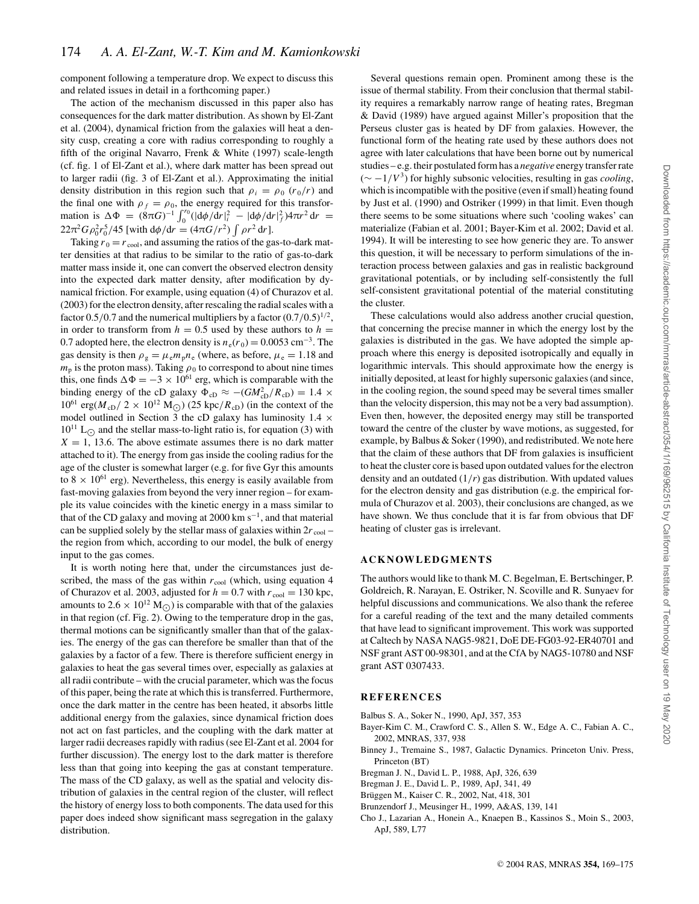component following a temperature drop. We expect to discuss this and related issues in detail in a forthcoming paper.)

The action of the mechanism discussed in this paper also has consequences for the dark matter distribution. As shown by El-Zant et al. (2004), dynamical friction from the galaxies will heat a density cusp, creating a core with radius corresponding to roughly a fifth of the original Navarro, Frenk & White (1997) scale-length (cf. fig. 1 of El-Zant et al.), where dark matter has been spread out to larger radii (fig. 3 of El-Zant et al.). Approximating the initial density distribution in this region such that $\rho_i = \rho_0\ (r_0/r)$ and the final one with $\rho_f = \rho_0$, the energy required for this transformation is $\Delta\Phi = (8\pi G)^{-1} \int_0^{r_0} (|\mathrm{d}\phi/\mathrm{d}r|_i^2 - |\mathrm{d}\phi/\mathrm{d}r|_f^2) 4\pi r^2\,\mathrm{d}r = 22\pi^2 G \rho_0^2 r_0^5/45$ [with $\mathrm{d}\phi/\mathrm{d}r = (4\pi G/r^2) \int \rho r^2\,\mathrm{d}r$].

Taking $r_0 = r_{\rm cool}$, and assuming the ratios of the gas-to-dark matter densities at that radius to be similar to the ratio of gas-to-dark matter mass inside it, one can convert the observed electron density into the expected dark matter density, after modification by dynamical friction. For example, using equation (4) of Churazov et al. (2003) for the electron density, after rescaling the radial scales with a factor 0.5/0.7 and the numerical multipliers by a factor $(0.7/0.5)^{1/2}$, in order to transform from $h = 0.5$ used by these authors to $h = 0.7$ adopted here, the electron density is $n_{\rm e}(r_0) = 0.0053\ \mathrm{cm}^{-3}$. The gas density is then $\rho_{\rm g} = \mu_{\rm e} m_{\rm p} n_{\rm e}$ (where, as before, $\mu_{\rm e} = 1.18$ and $m_{\rm p}$ is the proton mass). Taking $\rho_0$ to correspond to about nine times this, one finds $\Delta\Phi = -3 \times 10^{61}$ erg, which is comparable with the binding energy of the cD galaxy $\Phi_{\rm cD} \approx -(GM_{\rm cD}^2/R_{\rm cD}) = 1.4 \times 10^{61}\ \mathrm{erg}(M_{\rm cD}/\ 2 \times 10^{12}\ \mathrm{M}_\odot)\ (25\ \mathrm{kpc}/R_{\rm cD})$ (in the context of the model outlined in Section 3 the cD galaxy has luminosity $1.4 \times 10^{11}\ \mathrm{L}_\odot$ and the stellar mass-to-light ratio is, for equation (3) with $X = 1$, 13.6. The above estimate assumes there is no dark matter attached to it). The energy from gas inside the cooling radius for the age of the cluster is somewhat larger (e.g. for five Gyr this amounts to $8 \times 10^{61}$ erg). Nevertheless, this energy is easily available from fast-moving galaxies from beyond the very inner region – for example its value coincides with the kinetic energy in a mass similar to that of the CD galaxy and moving at 2000 km s$^{-1}$, and that material can be supplied solely by the stellar mass of galaxies within $2r_{\rm cool}$ – the region from which, according to our model, the bulk of energy input to the gas comes.

It is worth noting here that, under the circumstances just described, the mass of the gas within $r_{\rm cool}$ (which, using equation 4 of Churazov et al. 2003, adjusted for $h = 0.7$ with $r_{\rm cool} = 130$ kpc, amounts to $2.6 \times 10^{12}\ \mathrm{M}_\odot$) is comparable with that of the galaxies in that region (cf. Fig. 2). Owing to the temperature drop in the gas, thermal motions can be significantly smaller than that of the galaxies. The energy of the gas can therefore be smaller than that of the galaxies by a factor of a few. There is therefore sufficient energy in galaxies to heat the gas several times over, especially as galaxies at all radii contribute – with the crucial parameter, which was the focus of this paper, being the rate at which this is transferred. Furthermore, once the dark matter in the centre has been heated, it absorbs little additional energy from the galaxies, since dynamical friction does not act on fast particles, and the coupling with the dark matter at larger radii decreases rapidly with radius (see El-Zant et al. 2004 for further discussion). The energy lost to the dark matter is therefore less than that going into keeping the gas at constant temperature. The mass of the CD galaxy, as well as the spatial and velocity distribution of galaxies in the central region of the cluster, will reflect the history of energy loss to both components. The data used for this paper does indeed show significant mass segregation in the galaxy distribution.

Several questions remain open. Prominent among these is the issue of thermal stability. From their conclusion that thermal stability requires a remarkably narrow range of heating rates, Bregman & David (1989) have argued against Miller's proposition that the Perseus cluster gas is heated by DF from galaxies. However, the functional form of the heating rate used by these authors does not agree with later calculations that have been borne out by numerical studies – e.g. their postulated form has a *negative* energy transfer rate ($\sim -1/V^3$) for highly subsonic velocities, resulting in gas *cooling*, which is incompatible with the positive (even if small) heating found by Just et al. (1990) and Ostriker (1999) in that limit. Even though there seems to be some situations where such 'cooling wakes' can materialize (Fabian et al. 2001; Bayer-Kim et al. 2002; David et al. 1994). It will be interesting to see how generic they are. To answer this question, it will be necessary to perform simulations of the interaction process between galaxies and gas in realistic background gravitational potentials, or by including self-consistently the full self-consistent gravitational potential of the material constituting the cluster.

These calculations would also address another crucial question, that concerning the precise manner in which the energy lost by the galaxies is distributed in the gas. We have adopted the simple approach where this energy is deposited isotropically and equally in logarithmic intervals. This should approximate how the energy is initially deposited, at least for highly supersonic galaxies (and since, in the cooling region, the sound speed may be several times smaller than the velocity dispersion, this may not be a very bad assumption). Even then, however, the deposited energy may still be transported toward the centre of the cluster by wave motions, as suggested, for example, by Balbus & Soker (1990), and redistributed. We note here that the claim of these authors that DF from galaxies is insufficient to heat the cluster core is based upon outdated values for the electron density and an outdated $(1/r)$ gas distribution. With updated values for the electron density and gas distribution (e.g. the empirical formula of Churazov et al. 2003), their conclusions are changed, as we have shown. We thus conclude that it is far from obvious that DF heating of cluster gas is irrelevant.

## ACKNOWLEDGMENTS

The authors would like to thank M. C. Begelman, E. Bertschinger, P. Goldreich, R. Narayan, E. Ostriker, N. Scoville and R. Sunyaev for helpful discussions and communications. We also thank the referee for a careful reading of the text and the many detailed comments that have lead to significant improvement. This work was supported at Caltech by NASA NAG5-9821, DoE DE-FG03-92-ER40701 and NSF grant AST 00-98301, and at the CfA by NAG5-10780 and NSF grant AST 0307433.

## REFERENCES

Balbus S. A., Soker N., 1990, ApJ, 357, 353

Bayer-Kim C. M., Crawford C. S., Allen S. W., Edge A. C., Fabian A. C., 2002, MNRAS, 337, 938

Binney J., Tremaine S., 1987, Galactic Dynamics. Princeton Univ. Press, Princeton (BT)

Bregman J. N., David L. P., 1988, ApJ, 326, 639

Bregman J. E., David L. P., 1989, ApJ, 341, 49

Brüggen M., Kaiser C. R., 2002, Nat, 418, 301

Brunzendorf J., Meusinger H., 1999, A&AS, 139, 141

Cho J., Lazarian A., Honein A., Knaepen B., Kassinos S., Moin S., 2003, ApJ, 589, L77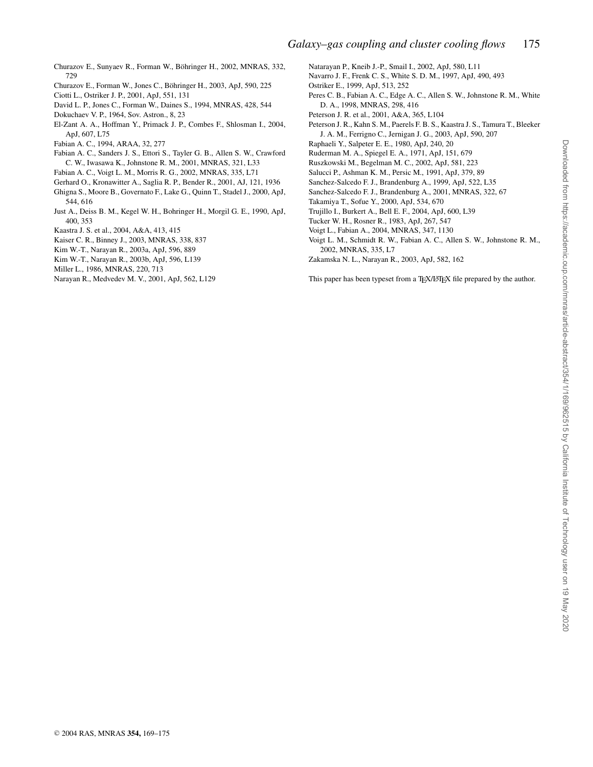Churazov E., Sunyaev R., Forman W., Böhringer H., 2002, MNRAS, 332, 729

Churazov E., Forman W., Jones C., Böhringer H., 2003, ApJ, 590, 225

Ciotti L., Ostriker J. P., 2001, ApJ, 551, 131

David L. P., Jones C., Forman W., Daines S., 1994, MNRAS, 428, 544

Dokuchaev V. P., 1964, Sov. Astron., 8, 23

El-Zant A. A., Hoffman Y., Primack J. P., Combes F., Shlosman I., 2004, ApJ, 607, L75

Fabian A. C., 1994, ARAA, 32, 277

Fabian A. C., Sanders J. S., Ettori S., Tayler G. B., Allen S. W., Crawford C. W., Iwasawa K., Johnstone R. M., 2001, MNRAS, 321, L33

Fabian A. C., Voigt L. M., Morris R. G., 2002, MNRAS, 335, L71

Gerhard O., Kronawitter A., Saglia R. P., Bender R., 2001, AJ, 121, 1936

Ghigna S., Moore B., Governato F., Lake G., Quinn T., Stadel J., 2000, ApJ, 544, 616

Just A., Deiss B. M., Kegel W. H., Bohringer H., Morgil G. E., 1990, ApJ, 400, 353

Kaastra J. S. et al., 2004, A&A, 413, 415

Kaiser C. R., Binney J., 2003, MNRAS, 338, 837

Kim W.-T., Narayan R., 2003a, ApJ, 596, 889

Kim W.-T., Narayan R., 2003b, ApJ, 596, L139

Miller L., 1986, MNRAS, 220, 713

Narayan R., Medvedev M. V., 2001, ApJ, 562, L129

Natarayan P., Kneib J.-P., Smail I., 2002, ApJ, 580, L11

Navarro J. F., Frenk C. S., White S. D. M., 1997, ApJ, 490, 493

Ostriker E., 1999, ApJ, 513, 252

Peres C. B., Fabian A. C., Edge A. C., Allen S. W., Johnstone R. M., White D. A., 1998, MNRAS, 298, 416

Peterson J. R. et al., 2001, A&A, 365, L104

Peterson J. R., Kahn S. M., Paerels F. B. S., Kaastra J. S., Tamura T., Bleeker J. A. M., Ferrigno C., Jernigan J. G., 2003, ApJ, 590, 207

Raphaeli Y., Salpeter E. E., 1980, ApJ, 240, 20

Ruderman M. A., Spiegel E. A., 1971, ApJ, 151, 679

Ruszkowski M., Begelman M. C., 2002, ApJ, 581, 223

Salucci P., Ashman K. M., Persic M., 1991, ApJ, 379, 89

Sanchez-Salcedo F. J., Brandenburg A., 1999, ApJ, 522, L35

Sanchez-Salcedo F. J., Brandenburg A., 2001, MNRAS, 322, 67

Takamiya T., Sofue Y., 2000, ApJ, 534, 670

Trujillo I., Burkert A., Bell E. F., 2004, ApJ, 600, L39

Tucker W. H., Rosner R., 1983, ApJ, 267, 547

Voigt L., Fabian A., 2004, MNRAS, 347, 1130

Voigt L. M., Schmidt R. W., Fabian A. C., Allen S. W., Johnstone R. M., 2002, MNRAS, 335, L7

Zakamska N. L., Narayan R., 2003, ApJ, 582, 162

This paper has been typeset from a TEX/LATEX file prepared by the author.